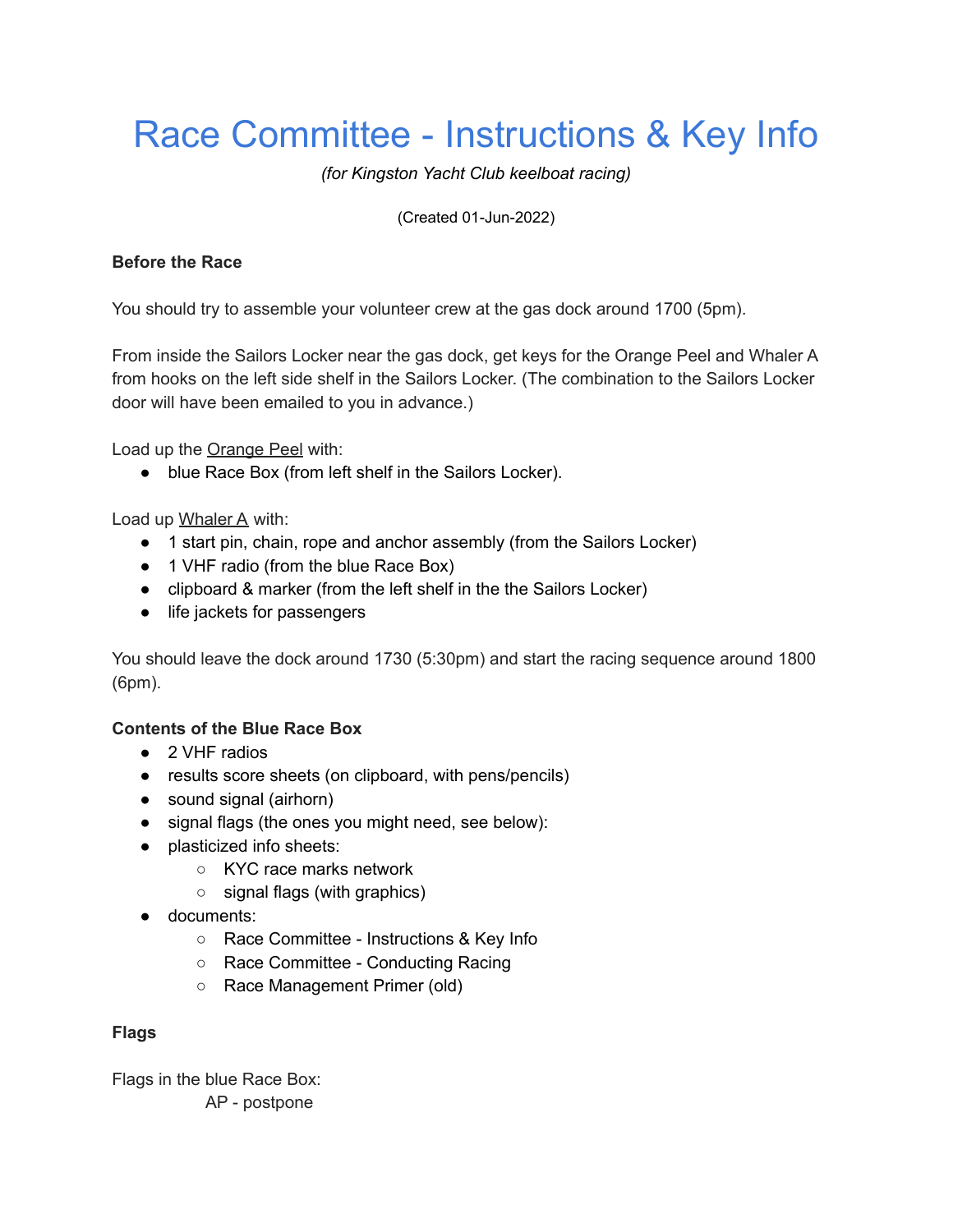# Race Committee - Instructions & Key Info

*(for Kingston Yacht Club keelboat racing)*

(Created 01-Jun-2022)

**Before the Race**

You should try to assemble your volunteer crew at the gas dock around 1700 (5pm).

From inside the Sailors Locker near the gas dock, get keys for the Orange Peel and Whaler A from hooks on the left side shelf in the Sailors Locker. (The combination to the Sailors Locker door will have been emailed to you in advance.)

Load up the Orange Peel with:

- blue Race Box (from left shelf in the Sailors Locker).

Load up Whaler A with:

- 1 start pin, chain, rope and anchor assembly (from the Sailors Locker)
- 1 VHF radio (from the blue Race Box)
- clipboard & marker (from the left shelf in the the Sailors Locker)
- life jackets for passengers

You should leave the dock around 1730 (5:30pm) and start the racing sequence around 1800 (6pm).

**Contents of the Blue Race Box**

- 2 VHF radios
- results score sheets (on clipboard, with pens/pencils)
- sound signal (airhorn)
- signal flags (the ones you might need, see below):
- plasticized info sheets:
  - KYC race marks network
  - signal flags (with graphics)
- documents:
  - Race Committee - Instructions & Key Info
  - Race Committee - Conducting Racing
  - Race Management Primer (old)

**Flags**

Flags in the blue Race Box:

AP - postpone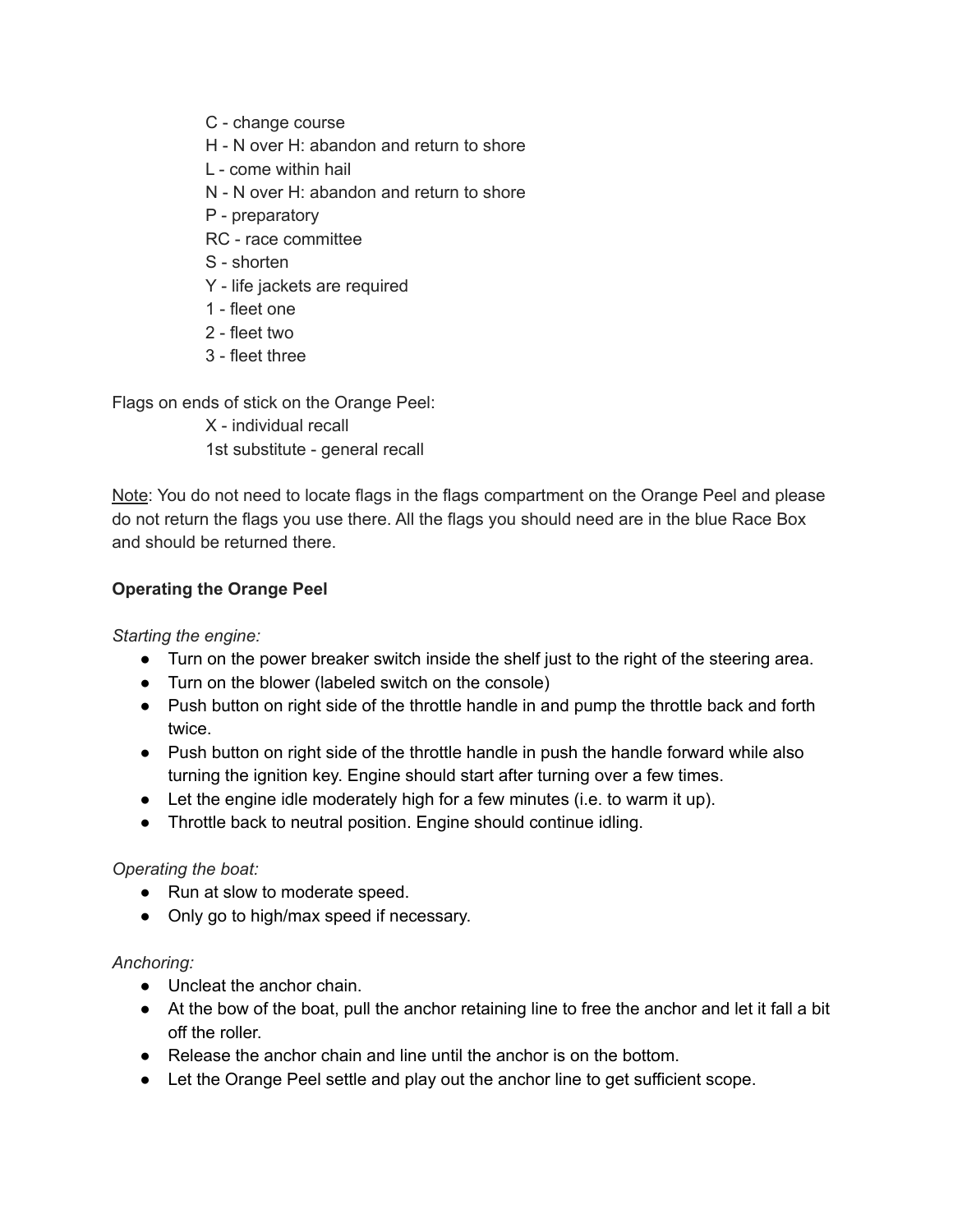C - change course
H - N over H: abandon and return to shore
L - come within hail
N - N over H: abandon and return to shore
P - preparatory
RC - race committee
S - shorten
Y - life jackets are required
1 - fleet one
2 - fleet two
3 - fleet three

Flags on ends of stick on the Orange Peel:

X - individual recall
1st substitute - general recall

<u>Note</u>: You do not need to locate flags in the flags compartment on the Orange Peel and please do not return the flags you use there. All the flags you should need are in the blue Race Box and should be returned there.

**Operating the Orange Peel**

*Starting the engine:*

- Turn on the power breaker switch inside the shelf just to the right of the steering area.
- Turn on the blower (labeled switch on the console)
- Push button on right side of the throttle handle in and pump the throttle back and forth twice.
- Push button on right side of the throttle handle in push the handle forward while also turning the ignition key. Engine should start after turning over a few times.
- Let the engine idle moderately high for a few minutes (i.e. to warm it up).
- Throttle back to neutral position. Engine should continue idling.

*Operating the boat:*

- Run at slow to moderate speed.
- Only go to high/max speed if necessary.

*Anchoring:*

- Uncleat the anchor chain.
- At the bow of the boat, pull the anchor retaining line to free the anchor and let it fall a bit off the roller.
- Release the anchor chain and line until the anchor is on the bottom.
- Let the Orange Peel settle and play out the anchor line to get sufficient scope.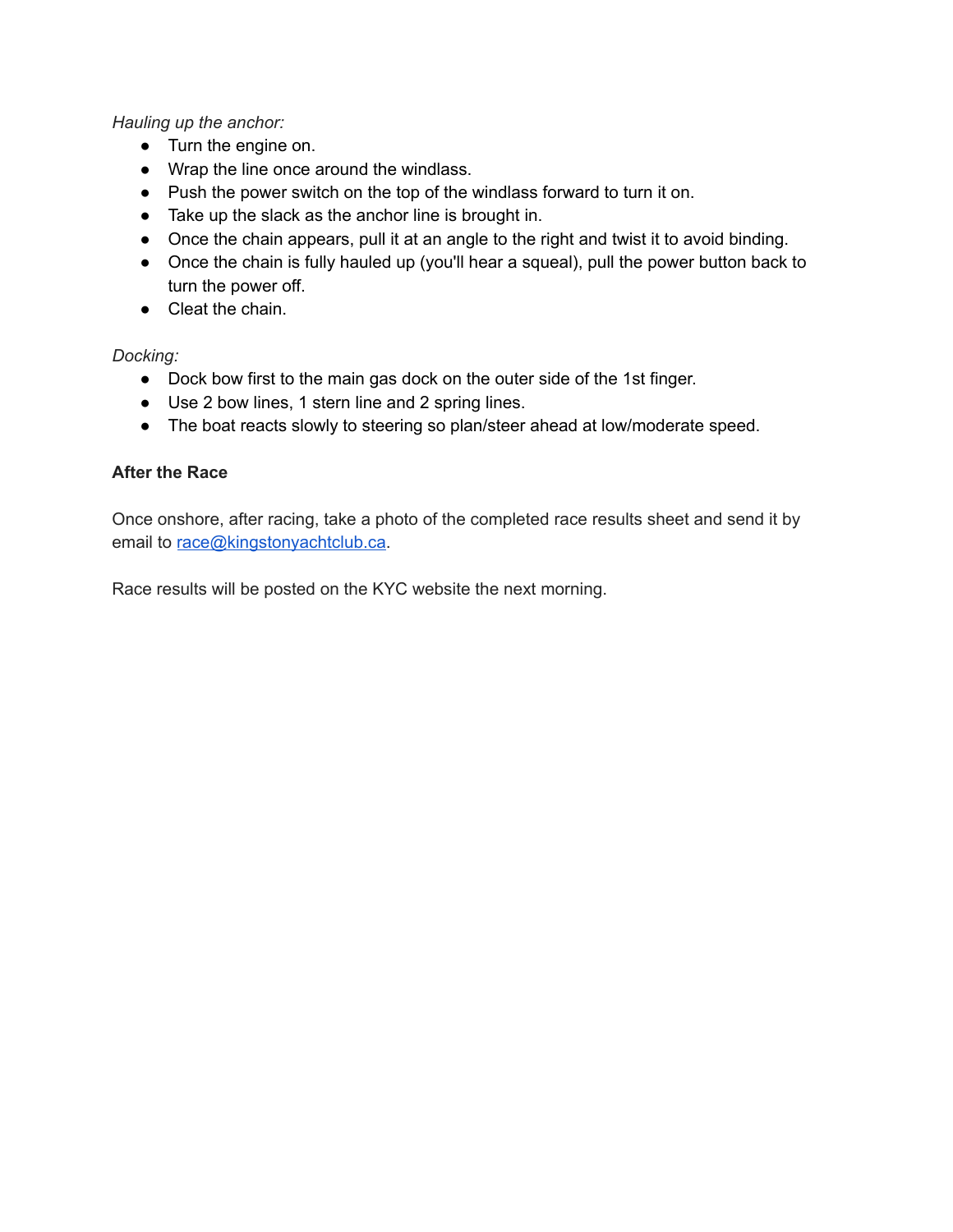*Hauling up the anchor:*

- Turn the engine on.
- Wrap the line once around the windlass.
- Push the power switch on the top of the windlass forward to turn it on.
- Take up the slack as the anchor line is brought in.
- Once the chain appears, pull it at an angle to the right and twist it to avoid binding.
- Once the chain is fully hauled up (you'll hear a squeal), pull the power button back to turn the power off.
- Cleat the chain.

*Docking:*

- Dock bow first to the main gas dock on the outer side of the 1st finger.
- Use 2 bow lines, 1 stern line and 2 spring lines.
- The boat reacts slowly to steering so plan/steer ahead at low/moderate speed.

**After the Race**

Once onshore, after racing, take a photo of the completed race results sheet and send it by email to [race@kingstonyachtclub.ca](mailto:race@kingstonyachtclub.ca).

Race results will be posted on the KYC website the next morning.